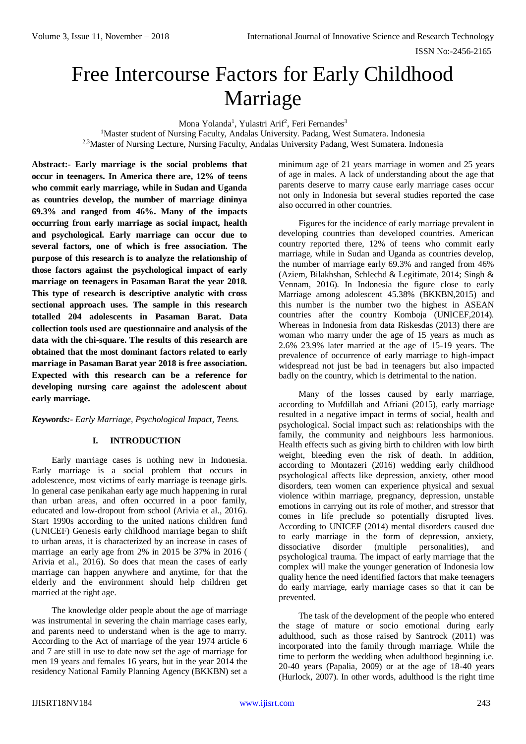# Free Intercourse Factors for Early Childhood Marriage

Mona Yolanda[1], Yulastri Arif[2], Feri Fernandes[3]

[1]Master student of Nursing Faculty, Andalas University. Padang, West Sumatera. Indonesia
[2,3]Master of Nursing Lecture, Nursing Faculty, Andalas University Padang, West Sumatera. Indonesia

**Abstract:- Early marriage is the social problems that occur in teenagers. In America there are, 12% of teens who commit early marriage, while in Sudan and Uganda as countries develop, the number of marriage dininya 69.3% and ranged from 46%. Many of the impacts occurring from early marriage as social impact, health and psychological. Early marriage can occur due to several factors, one of which is free association. The purpose of this research is to analyze the relationship of those factors against the psychological impact of early marriage on teenagers in Pasaman Barat the year 2018. This type of research is descriptive analytic with cross sectional approach uses. The sample in this research totalled 204 adolescents in Pasaman Barat. Data collection tools used are questionnaire and analysis of the data with the chi-square. The results of this research are obtained that the most dominant factors related to early marriage in Pasaman Barat year 2018 is free association. Expected with this research can be a reference for developing nursing care against the adolescent about early marriage.**

***Keywords:-*** *Early Marriage, Psychological Impact, Teens.*

## I. INTRODUCTION

Early marriage cases is nothing new in Indonesia. Early marriage is a social problem that occurs in adolescence, most victims of early marriage is teenage girls. In general case penikahan early age much happening in rural than urban areas, and often occurred in a poor family, educated and low-dropout from school (Arivia et al., 2016). Start 1990s according to the united nations children fund (UNICEF) Genesis early childhood marriage began to shift to urban areas, it is characterized by an increase in cases of marriage an early age from 2% in 2015 be 37% in 2016 ( Arivia et al., 2016). So does that mean the cases of early marriage can happen anywhere and anytime, for that the elderly and the environment should help children get married at the right age.

The knowledge older people about the age of marriage was instrumental in severing the chain marriage cases early, and parents need to understand when is the age to marry. According to the Act of marriage of the year 1974 article 6 and 7 are still in use to date now set the age of marriage for men 19 years and females 16 years, but in the year 2014 the residency National Family Planning Agency (BKKBN) set a minimum age of 21 years marriage in women and 25 years of age in males. A lack of understanding about the age that parents deserve to marry cause early marriage cases occur not only in Indonesia but several studies reported the case also occurred in other countries.

Figures for the incidence of early marriage prevalent in developing countries than developed countries. American country reported there, 12% of teens who commit early marriage, while in Sudan and Uganda as countries develop, the number of marriage early 69.3% and ranged from 46% (Aziem, Bilakhshan, Schlechd & Legitimate, 2014; Singh & Vennam, 2016). In Indonesia the figure close to early Marriage among adolescent 45.38% (BKKBN,2015) and this number is the number two the highest in ASEAN countries after the country Komboja (UNICEF,2014). Whereas in Indonesia from data Riskesdas (2013) there are woman who marry under the age of 15 years as much as 2.6% 23.9% later married at the age of 15-19 years. The prevalence of occurrence of early marriage to high-impact widespread not just be bad in teenagers but also impacted badly on the country, which is detrimental to the nation.

Many of the losses caused by early marriage, according to Mufdillah and Afriani (2015), early marriage resulted in a negative impact in terms of social, health and psychological. Social impact such as: relationships with the family, the community and neighbours less harmonious. Health effects such as giving birth to children with low birth weight, bleeding even the risk of death. In addition, according to Montazeri (2016) wedding early childhood psychological affects like depression, anxiety, other mood disorders, teen women can experience physical and sexual violence within marriage, pregnancy, depression, unstable emotions in carrying out its role of mother, and stressor that comes in life preclude so potentially disrupted lives. According to UNICEF (2014) mental disorders caused due to early marriage in the form of depression, anxiety, dissociative disorder (multiple personalities), and psychological trauma. The impact of early marriage that the complex will make the younger generation of Indonesia low quality hence the need identified factors that make teenagers do early marriage, early marriage cases so that it can be prevented.

The task of the development of the people who entered the stage of mature or socio emotional during early adulthood, such as those raised by Santrock (2011) was incorporated into the family through marriage. While the time to perform the wedding when adulthood beginning i.e. 20-40 years (Papalia, 2009) or at the age of 18-40 years (Hurlock, 2007). In other words, adulthood is the right time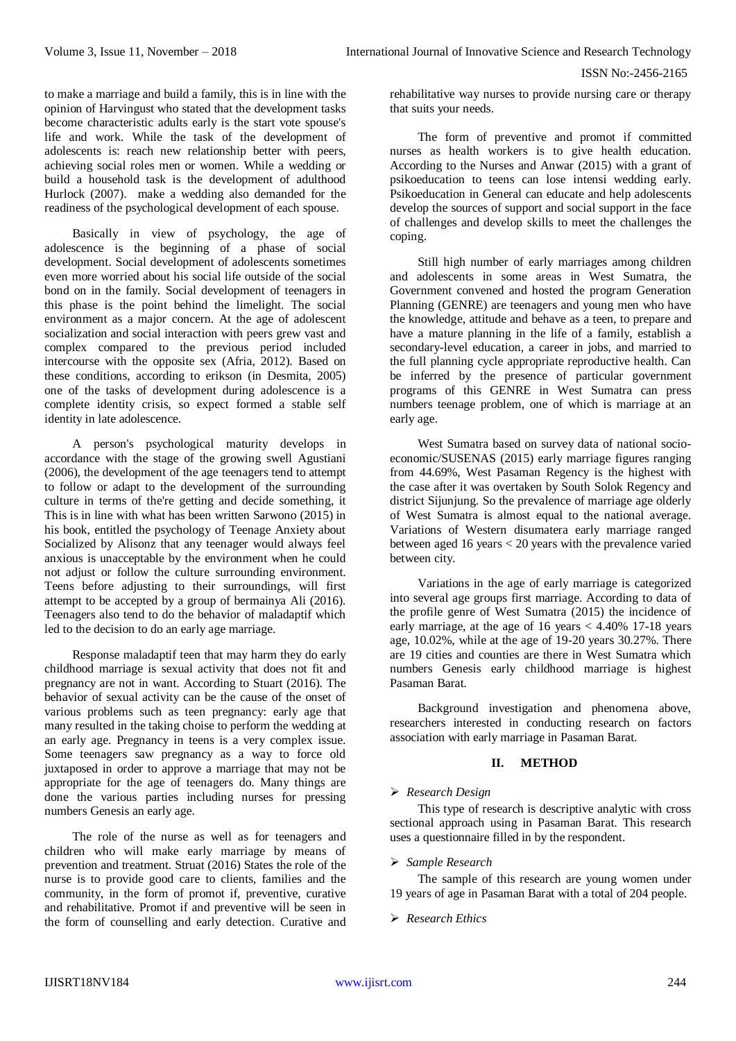to make a marriage and build a family, this is in line with the opinion of Harvingust who stated that the development tasks become characteristic adults early is the start vote spouse's life and work. While the task of the development of adolescents is: reach new relationship better with peers, achieving social roles men or women. While a wedding or build a household task is the development of adulthood Hurlock (2007). make a wedding also demanded for the readiness of the psychological development of each spouse.

Basically in view of psychology, the age of adolescence is the beginning of a phase of social development. Social development of adolescents sometimes even more worried about his social life outside of the social bond on in the family. Social development of teenagers in this phase is the point behind the limelight. The social environment as a major concern. At the age of adolescent socialization and social interaction with peers grew vast and complex compared to the previous period included intercourse with the opposite sex (Afria, 2012). Based on these conditions, according to erikson (in Desmita, 2005) one of the tasks of development during adolescence is a complete identity crisis, so expect formed a stable self identity in late adolescence.

A person's psychological maturity develops in accordance with the stage of the growing swell Agustiani (2006), the development of the age teenagers tend to attempt to follow or adapt to the development of the surrounding culture in terms of the're getting and decide something, it This is in line with what has been written Sarwono (2015) in his book, entitled the psychology of Teenage Anxiety about Socialized by Alisonz that any teenager would always feel anxious is unacceptable by the environment when he could not adjust or follow the culture surrounding environment. Teens before adjusting to their surroundings, will first attempt to be accepted by a group of bermainya Ali (2016). Teenagers also tend to do the behavior of maladaptif which led to the decision to do an early age marriage.

Response maladaptif teen that may harm they do early childhood marriage is sexual activity that does not fit and pregnancy are not in want. According to Stuart (2016). The behavior of sexual activity can be the cause of the onset of various problems such as teen pregnancy: early age that many resulted in the taking choise to perform the wedding at an early age. Pregnancy in teens is a very complex issue. Some teenagers saw pregnancy as a way to force old juxtaposed in order to approve a marriage that may not be appropriate for the age of teenagers do. Many things are done the various parties including nurses for pressing numbers Genesis an early age.

The role of the nurse as well as for teenagers and children who will make early marriage by means of prevention and treatment. Struat (2016) States the role of the nurse is to provide good care to clients, families and the community, in the form of promot if, preventive, curative and rehabilitative. Promot if and preventive will be seen in the form of counselling and early detection. Curative and rehabilitative way nurses to provide nursing care or therapy that suits your needs.

The form of preventive and promot if committed nurses as health workers is to give health education. According to the Nurses and Anwar (2015) with a grant of psikoeducation to teens can lose intensi wedding early. Psikoeducation in General can educate and help adolescents develop the sources of support and social support in the face of challenges and develop skills to meet the challenges the coping.

Still high number of early marriages among children and adolescents in some areas in West Sumatra, the Government convened and hosted the program Generation Planning (GENRE) are teenagers and young men who have the knowledge, attitude and behave as a teen, to prepare and have a mature planning in the life of a family, establish a secondary-level education, a career in jobs, and married to the full planning cycle appropriate reproductive health. Can be inferred by the presence of particular government programs of this GENRE in West Sumatra can press numbers teenage problem, one of which is marriage at an early age.

West Sumatra based on survey data of national socio-economic/SUSENAS (2015) early marriage figures ranging from 44.69%, West Pasaman Regency is the highest with the case after it was overtaken by South Solok Regency and district Sijunjung. So the prevalence of marriage age olderly of West Sumatra is almost equal to the national average. Variations of Western disumatera early marriage ranged between aged 16 years < 20 years with the prevalence varied between city.

Variations in the age of early marriage is categorized into several age groups first marriage. According to data of the profile genre of West Sumatra (2015) the incidence of early marriage, at the age of 16 years < 4.40% 17-18 years age, 10.02%, while at the age of 19-20 years 30.27%. There are 19 cities and counties are there in West Sumatra which numbers Genesis early childhood marriage is highest Pasaman Barat.

Background investigation and phenomena above, researchers interested in conducting research on factors association with early marriage in Pasaman Barat.

## II. METHOD

- *Research Design*

This type of research is descriptive analytic with cross sectional approach using in Pasaman Barat. This research uses a questionnaire filled in by the respondent.

- *Sample Research*

The sample of this research are young women under 19 years of age in Pasaman Barat with a total of 204 people.

- *Research Ethics*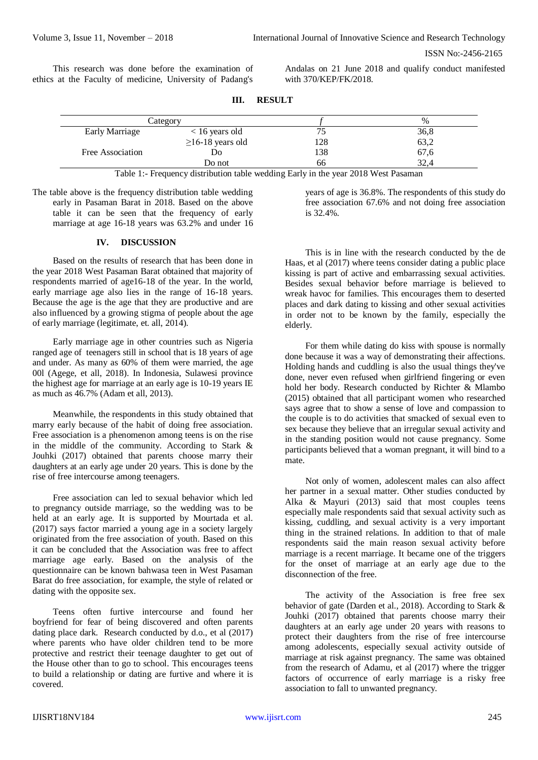This research was done before the examination of ethics at the Faculty of medicine, University of Padang's Andalas on 21 June 2018 and qualify conduct manifested with 370/KEP/FK/2018.

## III. RESULT

| Category | | *f* | % |
|---|---|---|---|
| Early Marriage | < 16 years old | 75 | 36,8 |
| | ≥16-18 years old | 128 | 63,2 |
| Free Association | Do | 138 | 67,6 |
| | Do not | 66 | 32,4 |

Table 1:- Frequency distribution table wedding Early in the year 2018 West Pasaman

The table above is the frequency distribution table wedding early in Pasaman Barat in 2018. Based on the above table it can be seen that the frequency of early marriage at age 16-18 years was 63.2% and under 16 years of age is 36.8%. The respondents of this study do free association 67.6% and not doing free association is 32.4%.

## IV. DISCUSSION

Based on the results of research that has been done in the year 2018 West Pasaman Barat obtained that majority of respondents married of age16-18 of the year. In the world, early marriage age also lies in the range of 16-18 years. Because the age is the age that they are productive and are also influenced by a growing stigma of people about the age of early marriage (legitimate, et. all, 2014).

Early marriage age in other countries such as Nigeria ranged age of teenagers still in school that is 18 years of age and under. As many as 60% of them were married, the age 00l (Agege, et all, 2018). In Indonesia, Sulawesi province the highest age for marriage at an early age is 10-19 years IE as much as 46.7% (Adam et all, 2013).

Meanwhile, the respondents in this study obtained that marry early because of the habit of doing free association. Free association is a phenomenon among teens is on the rise in the middle of the community. According to Stark & Jouhki (2017) obtained that parents choose marry their daughters at an early age under 20 years. This is done by the rise of free intercourse among teenagers.

Free association can led to sexual behavior which led to pregnancy outside marriage, so the wedding was to be held at an early age. It is supported by Mourtada et al. (2017) says factor married a young age in a society largely originated from the free association of youth. Based on this it can be concluded that the Association was free to affect marriage age early. Based on the analysis of the questionnaire can be known bahwasa teen in West Pasaman Barat do free association, for example, the style of related or dating with the opposite sex.

Teens often furtive intercourse and found her boyfriend for fear of being discovered and often parents dating place dark. Research conducted by d.o., et al (2017) where parents who have older children tend to be more protective and restrict their teenage daughter to get out of the House other than to go to school. This encourages teens to build a relationship or dating are furtive and where it is covered.

This is in line with the research conducted by the de Haas, et al (2017) where teens consider dating a public place kissing is part of active and embarrassing sexual activities. Besides sexual behavior before marriage is believed to wreak havoc for families. This encourages them to deserted places and dark dating to kissing and other sexual activities in order not to be known by the family, especially the elderly.

For them while dating do kiss with spouse is normally done because it was a way of demonstrating their affections. Holding hands and cuddling is also the usual things they've done, never even refused when girlfriend fingering or even hold her body. Research conducted by Richter & Mlambo (2015) obtained that all participant women who researched says agree that to show a sense of love and compassion to the couple is to do activities that smacked of sexual even to sex because they believe that an irregular sexual activity and in the standing position would not cause pregnancy. Some participants believed that a woman pregnant, it will bind to a mate.

Not only of women, adolescent males can also affect her partner in a sexual matter. Other studies conducted by Alka & Mayuri (2013) said that most couples teens especially male respondents said that sexual activity such as kissing, cuddling, and sexual activity is a very important thing in the strained relations. In addition to that of male respondents said the main reason sexual activity before marriage is a recent marriage. It became one of the triggers for the onset of marriage at an early age due to the disconnection of the free.

The activity of the Association is free free sex behavior of gate (Darden et al., 2018). According to Stark & Jouhki (2017) obtained that parents choose marry their daughters at an early age under 20 years with reasons to protect their daughters from the rise of free intercourse among adolescents, especially sexual activity outside of marriage at risk against pregnancy. The same was obtained from the research of Adamu, et al (2017) where the trigger factors of occurrence of early marriage is a risky free association to fall to unwanted pregnancy.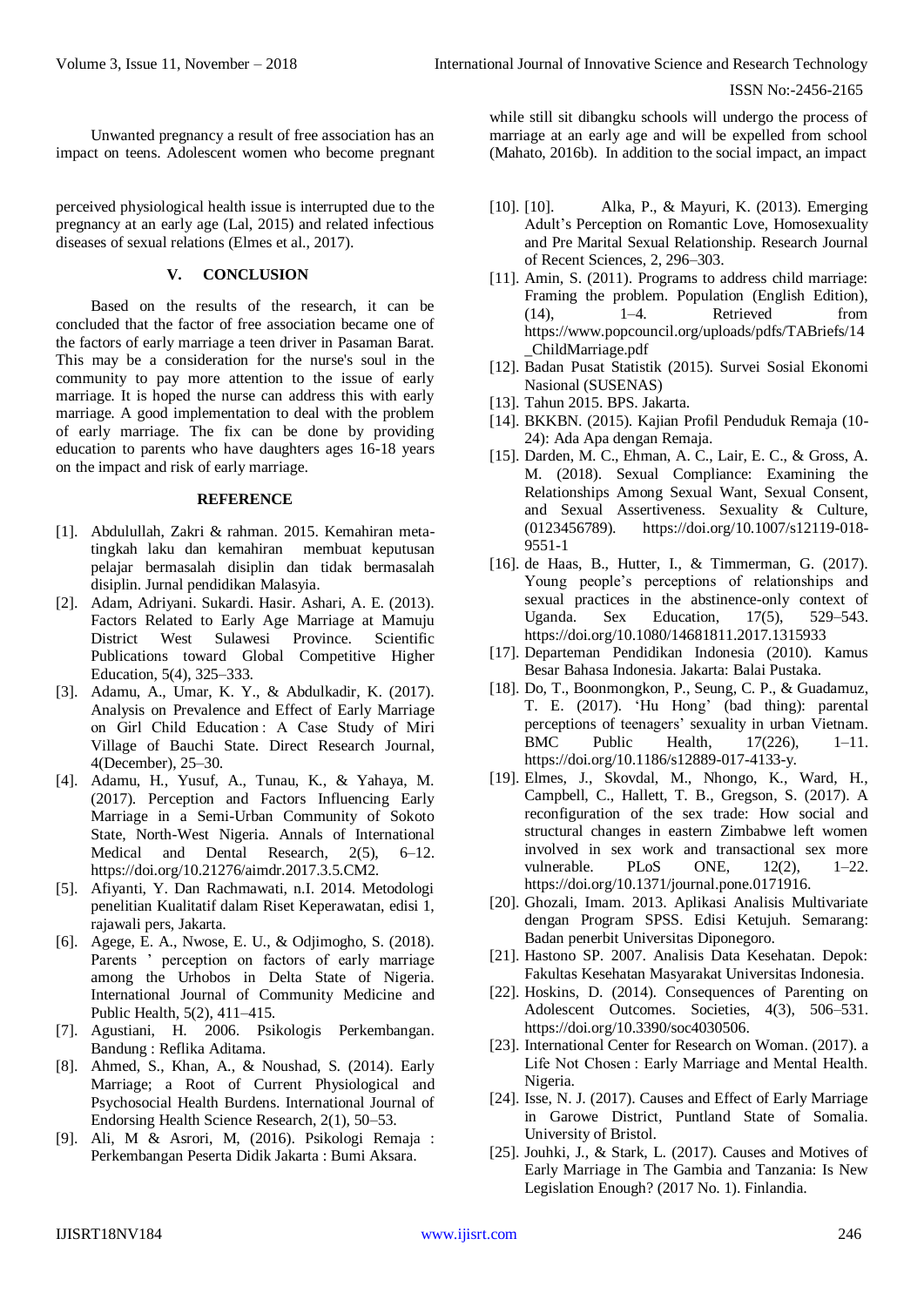Unwanted pregnancy a result of free association has an impact on teens. Adolescent women who become pregnant while still sit dibangku schools will undergo the process of marriage at an early age and will be expelled from school (Mahato, 2016b). In addition to the social impact, an impact perceived physiological health issue is interrupted due to the pregnancy at an early age (Lal, 2015) and related infectious diseases of sexual relations (Elmes et al., 2017).

## V. CONCLUSION

Based on the results of the research, it can be concluded that the factor of free association became one of the factors of early marriage a teen driver in Pasaman Barat. This may be a consideration for the nurse's soul in the community to pay more attention to the issue of early marriage. It is hoped the nurse can address this with early marriage. A good implementation to deal with the problem of early marriage. The fix can be done by providing education to parents who have daughters ages 16-18 years on the impact and risk of early marriage.

## REFERENCE

- [1]. Abdulullah, Zakri & rahman. 2015. Kemahiran meta-tingkah laku dan kemahiran membuat keputusan pelajar bermasalah disiplin dan tidak bermasalah disiplin. Jurnal pendidikan Malasyia.
- [2]. Adam, Adriyani. Sukardi. Hasir. Ashari, A. E. (2013). Factors Related to Early Age Marriage at Mamuju District West Sulawesi Province. Scientific Publications toward Global Competitive Higher Education, 5(4), 325–333.
- [3]. Adamu, A., Umar, K. Y., & Abdulkadir, K. (2017). Analysis on Prevalence and Effect of Early Marriage on Girl Child Education : A Case Study of Miri Village of Bauchi State. Direct Research Journal, 4(December), 25–30.
- [4]. Adamu, H., Yusuf, A., Tunau, K., & Yahaya, M. (2017). Perception and Factors Influencing Early Marriage in a Semi-Urban Community of Sokoto State, North-West Nigeria. Annals of International Medical and Dental Research, 2(5), 6–12. https://doi.org/10.21276/aimdr.2017.3.5.CM2.
- [5]. Afiyanti, Y. Dan Rachmawati, n.I. 2014. Metodologi penelitian Kualitatif dalam Riset Keperawatan, edisi 1, rajawali pers, Jakarta.
- [6]. Agege, E. A., Nwose, E. U., & Odjimogho, S. (2018). Parents ' perception on factors of early marriage among the Urhobos in Delta State of Nigeria. International Journal of Community Medicine and Public Health, 5(2), 411–415.
- [7]. Agustiani, H. 2006. Psikologis Perkembangan. Bandung : Reflika Aditama.
- [8]. Ahmed, S., Khan, A., & Noushad, S. (2014). Early Marriage; a Root of Current Physiological and Psychosocial Health Burdens. International Journal of Endorsing Health Science Research, 2(1), 50–53.
- [9]. Ali, M & Asrori, M, (2016). Psikologi Remaja : Perkembangan Peserta Didik Jakarta : Bumi Aksara.
- [10]. [10]. Alka, P., & Mayuri, K. (2013). Emerging Adult's Perception on Romantic Love, Homosexuality and Pre Marital Sexual Relationship. Research Journal of Recent Sciences, 2, 296–303.
- [11]. Amin, S. (2011). Programs to address child marriage: Framing the problem. Population (English Edition), (14), 1–4. Retrieved from https://www.popcouncil.org/uploads/pdfs/TABriefs/14_ChildMarriage.pdf
- [12]. Badan Pusat Statistik (2015). Survei Sosial Ekonomi Nasional (SUSENAS)
- [13]. Tahun 2015. BPS. Jakarta.
- [14]. BKKBN. (2015). Kajian Profil Penduduk Remaja (10-24): Ada Apa dengan Remaja.
- [15]. Darden, M. C., Ehman, A. C., Lair, E. C., & Gross, A. M. (2018). Sexual Compliance: Examining the Relationships Among Sexual Want, Sexual Consent, and Sexual Assertiveness. Sexuality & Culture, (0123456789). https://doi.org/10.1007/s12119-018-9551-1
- [16]. de Haas, B., Hutter, I., & Timmerman, G. (2017). Young people's perceptions of relationships and sexual practices in the abstinence-only context of Uganda. Sex Education, 17(5), 529–543. https://doi.org/10.1080/14681811.2017.1315933
- [17]. Departeman Pendidikan Indonesia (2010). Kamus Besar Bahasa Indonesia. Jakarta: Balai Pustaka.
- [18]. Do, T., Boonmongkon, P., Seung, C. P., & Guadamuz, T. E. (2017). 'Hu Hong' (bad thing): parental perceptions of teenagers' sexuality in urban Vietnam. BMC Public Health, 17(226), 1–11. https://doi.org/10.1186/s12889-017-4133-y.
- [19]. Elmes, J., Skovdal, M., Nhongo, K., Ward, H., Campbell, C., Hallett, T. B., Gregson, S. (2017). A reconfiguration of the sex trade: How social and structural changes in eastern Zimbabwe left women involved in sex work and transactional sex more vulnerable. PLoS ONE, 12(2), 1–22. https://doi.org/10.1371/journal.pone.0171916.
- [20]. Ghozali, Imam. 2013. Aplikasi Analisis Multivariate dengan Program SPSS. Edisi Ketujuh. Semarang: Badan penerbit Universitas Diponegoro.
- [21]. Hastono SP. 2007. Analisis Data Kesehatan. Depok: Fakultas Kesehatan Masyarakat Universitas Indonesia.
- [22]. Hoskins, D. (2014). Consequences of Parenting on Adolescent Outcomes. Societies, 4(3), 506–531. https://doi.org/10.3390/soc4030506.
- [23]. International Center for Research on Woman. (2017). a Life Not Chosen : Early Marriage and Mental Health. Nigeria.
- [24]. Isse, N. J. (2017). Causes and Effect of Early Marriage in Garowe District, Puntland State of Somalia. University of Bristol.
- [25]. Jouhki, J., & Stark, L. (2017). Causes and Motives of Early Marriage in The Gambia and Tanzania: Is New Legislation Enough? (2017 No. 1). Finlandia.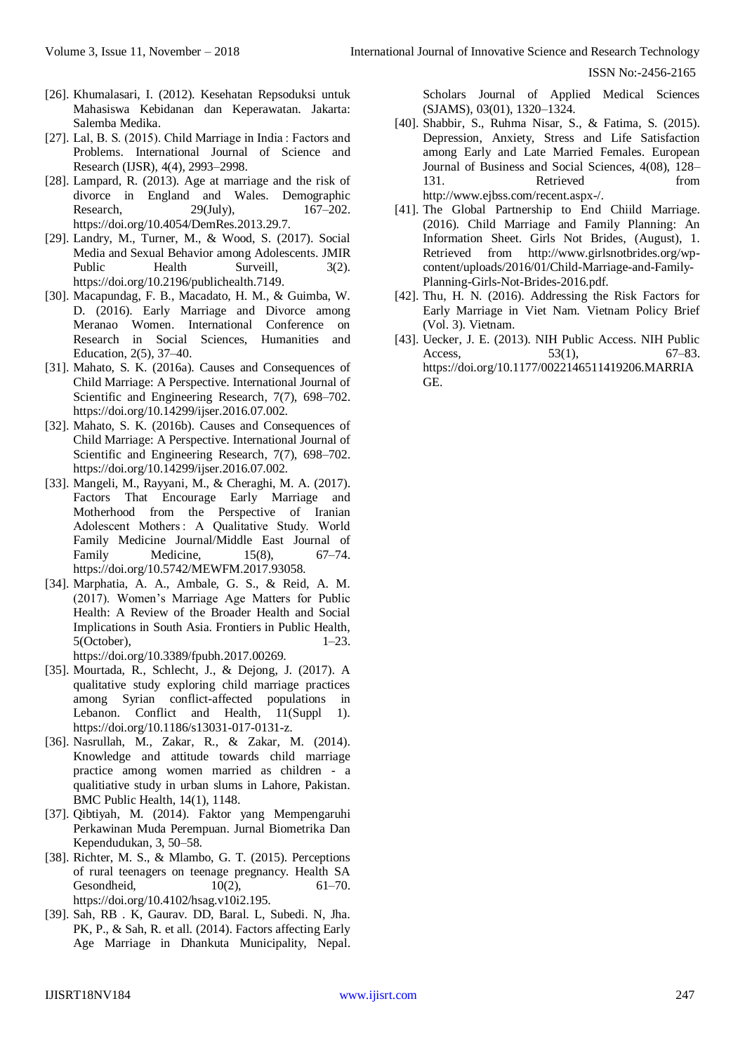[26]. Khumalasari, I. (2012). Kesehatan Repsoduksi untuk Mahasiswa Kebidanan dan Keperawatan. Jakarta: Salemba Medika.

[27]. Lal, B. S. (2015). Child Marriage in India : Factors and Problems. International Journal of Science and Research (IJSR), 4(4), 2993–2998.

[28]. Lampard, R. (2013). Age at marriage and the risk of divorce in England and Wales. Demographic Research, 29(July), 167–202. https://doi.org/10.4054/DemRes.2013.29.7.

[29]. Landry, M., Turner, M., & Wood, S. (2017). Social Media and Sexual Behavior among Adolescents. JMIR Public Health Surveill, 3(2). https://doi.org/10.2196/publichealth.7149.

[30]. Macapundag, F. B., Macadato, H. M., & Guimba, W. D. (2016). Early Marriage and Divorce among Meranao Women. International Conference on Research in Social Sciences, Humanities and Education, 2(5), 37–40.

[31]. Mahato, S. K. (2016a). Causes and Consequences of Child Marriage: A Perspective. International Journal of Scientific and Engineering Research, 7(7), 698–702. https://doi.org/10.14299/ijser.2016.07.002.

[32]. Mahato, S. K. (2016b). Causes and Consequences of Child Marriage: A Perspective. International Journal of Scientific and Engineering Research, 7(7), 698–702. https://doi.org/10.14299/ijser.2016.07.002.

[33]. Mangeli, M., Rayyani, M., & Cheraghi, M. A. (2017). Factors That Encourage Early Marriage and Motherhood from the Perspective of Iranian Adolescent Mothers : A Qualitative Study. World Family Medicine Journal/Middle East Journal of Family Medicine, 15(8), 67–74. https://doi.org/10.5742/MEWFM.2017.93058.

[34]. Marphatia, A. A., Ambale, G. S., & Reid, A. M. (2017). Women's Marriage Age Matters for Public Health: A Review of the Broader Health and Social Implications in South Asia. Frontiers in Public Health, 5(October), 1–23. https://doi.org/10.3389/fpubh.2017.00269.

[35]. Mourtada, R., Schlecht, J., & Dejong, J. (2017). A qualitative study exploring child marriage practices among Syrian conflict-affected populations in Lebanon. Conflict and Health, 11(Suppl 1). https://doi.org/10.1186/s13031-017-0131-z.

[36]. Nasrullah, M., Zakar, R., & Zakar, M. (2014). Knowledge and attitude towards child marriage practice among women married as children - a qualitiative study in urban slums in Lahore, Pakistan. BMC Public Health, 14(1), 1148.

[37]. Qibtiyah, M. (2014). Faktor yang Mempengaruhi Perkawinan Muda Perempuan. Jurnal Biometrika Dan Kependudukan, 3, 50–58.

[38]. Richter, M. S., & Mlambo, G. T. (2015). Perceptions of rural teenagers on teenage pregnancy. Health SA Gesondheid, 10(2), 61–70. https://doi.org/10.4102/hsag.v10i2.195.

[39]. Sah, RB . K, Gaurav. DD, Baral. L, Subedi. N, Jha. PK, P., & Sah, R. et all. (2014). Factors affecting Early Age Marriage in Dhankuta Municipality, Nepal. Scholars Journal of Applied Medical Sciences (SJAMS), 03(01), 1320–1324.

[40]. Shabbir, S., Ruhma Nisar, S., & Fatima, S. (2015). Depression, Anxiety, Stress and Life Satisfaction among Early and Late Married Females. European Journal of Business and Social Sciences, 4(08), 128–131. Retrieved from http://www.ejbss.com/recent.aspx-/.

[41]. The Global Partnership to End Chiild Marriage. (2016). Child Marriage and Family Planning: An Information Sheet. Girls Not Brides, (August), 1. Retrieved from http://www.girlsnotbrides.org/wp-content/uploads/2016/01/Child-Marriage-and-Family-Planning-Girls-Not-Brides-2016.pdf.

[42]. Thu, H. N. (2016). Addressing the Risk Factors for Early Marriage in Viet Nam. Vietnam Policy Brief (Vol. 3). Vietnam.

[43]. Uecker, J. E. (2013). NIH Public Access. NIH Public Access, 53(1), 67–83. https://doi.org/10.1177/0022146511419206.MARRIAGE.